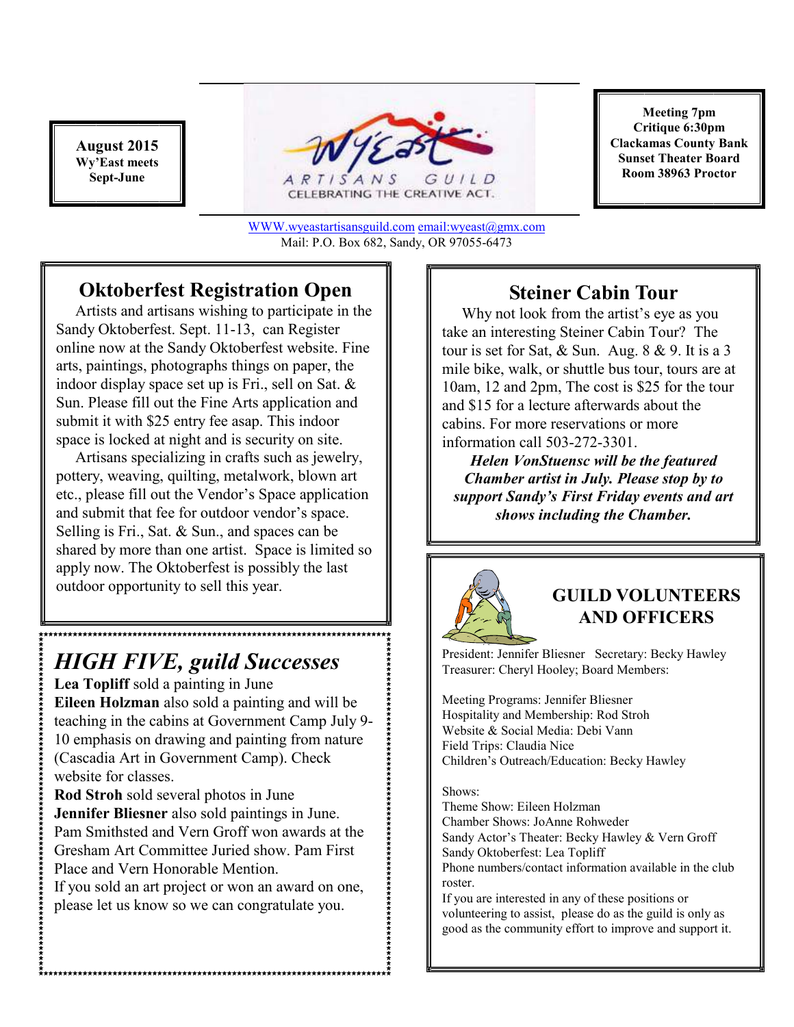**August 2015**
**Wy'East meets Sept-June**

WY'EAST ARTISANS GUILD
CELEBRATING THE CREATIVE ACT.

**Meeting 7pm**
**Critique 6:30pm**
**Clackamas County Bank**
**Sunset Theater Board**
**Room 38963 Proctor**

WWW.wyeastartisansguild.com email:wyeast@gmx.com
Mail: P.O. Box 682, Sandy, OR 97055-6473

## Oktoberfest Registration Open

Artists and artisans wishing to participate in the Sandy Oktoberfest. Sept. 11-13, can Register online now at the Sandy Oktoberfest website. Fine arts, paintings, photographs things on paper, the indoor display space set up is Fri., sell on Sat. & Sun. Please fill out the Fine Arts application and submit it with $25 entry fee asap. This indoor space is locked at night and is security on site.

Artisans specializing in crafts such as jewelry, pottery, weaving, quilting, metalwork, blown art etc., please fill out the Vendor's Space application and submit that fee for outdoor vendor's space. Selling is Fri., Sat. & Sun., and spaces can be shared by more than one artist. Space is limited so apply now. The Oktoberfest is possibly the last outdoor opportunity to sell this year.

## *HIGH FIVE, guild Successes*

**Lea Topliff** sold a painting in June
**Eileen Holzman** also sold a painting and will be teaching in the cabins at Government Camp July 9-10 emphasis on drawing and painting from nature (Cascadia Art in Government Camp). Check website for classes.
**Rod Stroh** sold several photos in June
**Jennifer Bliesner** also sold paintings in June.
Pam Smithsted and Vern Groff won awards at the Gresham Art Committee Juried show. Pam First Place and Vern Honorable Mention.
If you sold an art project or won an award on one, please let us know so we can congratulate you.

## Steiner Cabin Tour

Why not look from the artist's eye as you take an interesting Steiner Cabin Tour? The tour is set for Sat, & Sun. Aug. 8 & 9. It is a 3 mile bike, walk, or shuttle bus tour, tours are at 10am, 12 and 2pm, The cost is $25 for the tour and $15 for a lecture afterwards about the cabins. For more reservations or more information call 503-272-3301.

***Helen VonStuensc will be the featured Chamber artist in July. Please stop by to support Sandy's First Friday events and art shows including the Chamber.***

## GUILD VOLUNTEERS AND OFFICERS

President: Jennifer Bliesner Secretary: Becky Hawley
Treasurer: Cheryl Hooley; Board Members:

Meeting Programs: Jennifer Bliesner
Hospitality and Membership: Rod Stroh
Website & Social Media: Debi Vann
Field Trips: Claudia Nice
Children's Outreach/Education: Becky Hawley

Shows:
Theme Show: Eileen Holzman
Chamber Shows: JoAnne Rohweder
Sandy Actor's Theater: Becky Hawley & Vern Groff
Sandy Oktoberfest: Lea Topliff
Phone numbers/contact information available in the club roster.
If you are interested in any of these positions or volunteering to assist, please do as the guild is only as good as the community effort to improve and support it.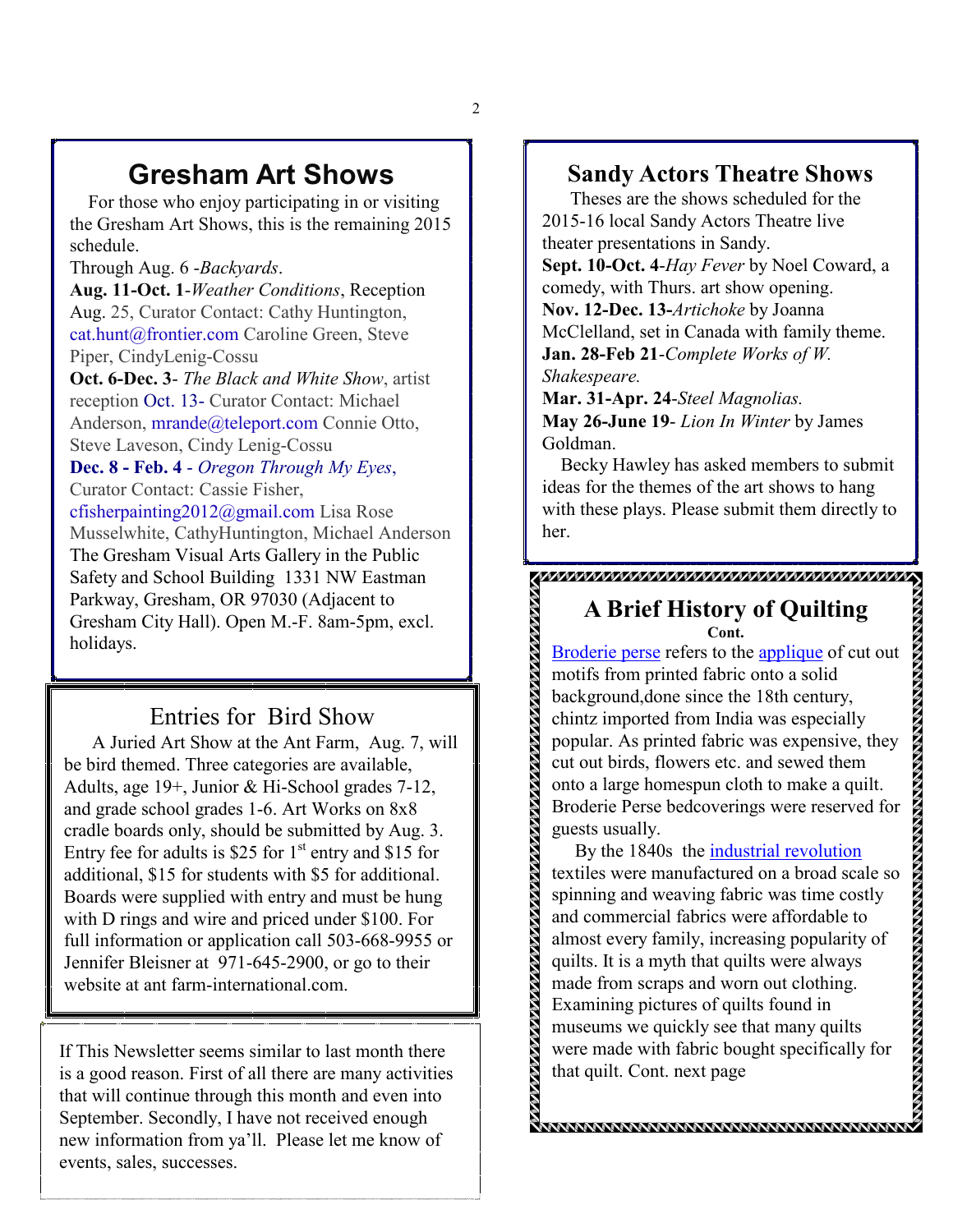## Gresham Art Shows

For those who enjoy participating in or visiting the Gresham Art Shows, this is the remaining 2015 schedule.

Through Aug. 6 -*Backyards*.

**Aug. 11-Oct. 1**-*Weather Conditions*, Reception Aug. 25, Curator Contact: Cathy Huntington, cat.hunt@frontier.com Caroline Green, Steve Piper, CindyLenig-Cossu

**Oct. 6-Dec. 3**- *The Black and White Show*, artist reception Oct. 13- Curator Contact: Michael Anderson, mrande@teleport.com Connie Otto, Steve Laveson, Cindy Lenig-Cossu

**Dec. 8 - Feb. 4** - *Oregon Through My Eyes*, Curator Contact: Cassie Fisher, cfisherpainting2012@gmail.com Lisa Rose Musselwhite, CathyHuntington, Michael Anderson

The Gresham Visual Arts Gallery in the Public Safety and School Building 1331 NW Eastman Parkway, Gresham, OR 97030 (Adjacent to Gresham City Hall). Open M.-F. 8am-5pm, excl. holidays.

## Entries for Bird Show

A Juried Art Show at the Ant Farm, Aug. 7, will be bird themed. Three categories are available, Adults, age 19+, Junior & Hi-School grades 7-12, and grade school grades 1-6. Art Works on 8x8 cradle boards only, should be submitted by Aug. 3. Entry fee for adults is $25 for 1st entry and $15 for additional, $15 for students with $5 for additional. Boards were supplied with entry and must be hung with D rings and wire and priced under $100. For full information or application call 503-668-9955 or Jennifer Bleisner at 971-645-2900, or go to their website at ant farm-international.com.

If This Newsletter seems similar to last month there is a good reason. First of all there are many activities that will continue through this month and even into September. Secondly, I have not received enough new information from ya'll. Please let me know of events, sales, successes.

## Sandy Actors Theatre Shows

Theses are the shows scheduled for the 2015-16 local Sandy Actors Theatre live theater presentations in Sandy.

**Sept. 10-Oct. 4**-*Hay Fever* by Noel Coward, a comedy, with Thurs. art show opening.

**Nov. 12-Dec. 13**-*Artichoke* by Joanna McClelland, set in Canada with family theme.

**Jan. 28-Feb 21**-*Complete Works of W. Shakespeare.*

**Mar. 31-Apr. 24**-*Steel Magnolias.*

**May 26-June 19**- *Lion In Winter* by James Goldman.

Becky Hawley has asked members to submit ideas for the themes of the art shows to hang with these plays. Please submit them directly to her.

## A Brief History of Quilting

**Cont.**

Broderie perse refers to the applique of cut out motifs from printed fabric onto a solid background,done since the 18th century, chintz imported from India was especially popular. As printed fabric was expensive, they cut out birds, flowers etc. and sewed them onto a large homespun cloth to make a quilt. Broderie Perse bedcoverings were reserved for guests usually.

By the 1840s the industrial revolution textiles were manufactured on a broad scale so spinning and weaving fabric was time costly and commercial fabrics were affordable to almost every family, increasing popularity of quilts. It is a myth that quilts were always made from scraps and worn out clothing. Examining pictures of quilts found in museums we quickly see that many quilts were made with fabric bought specifically for that quilt. Cont. next page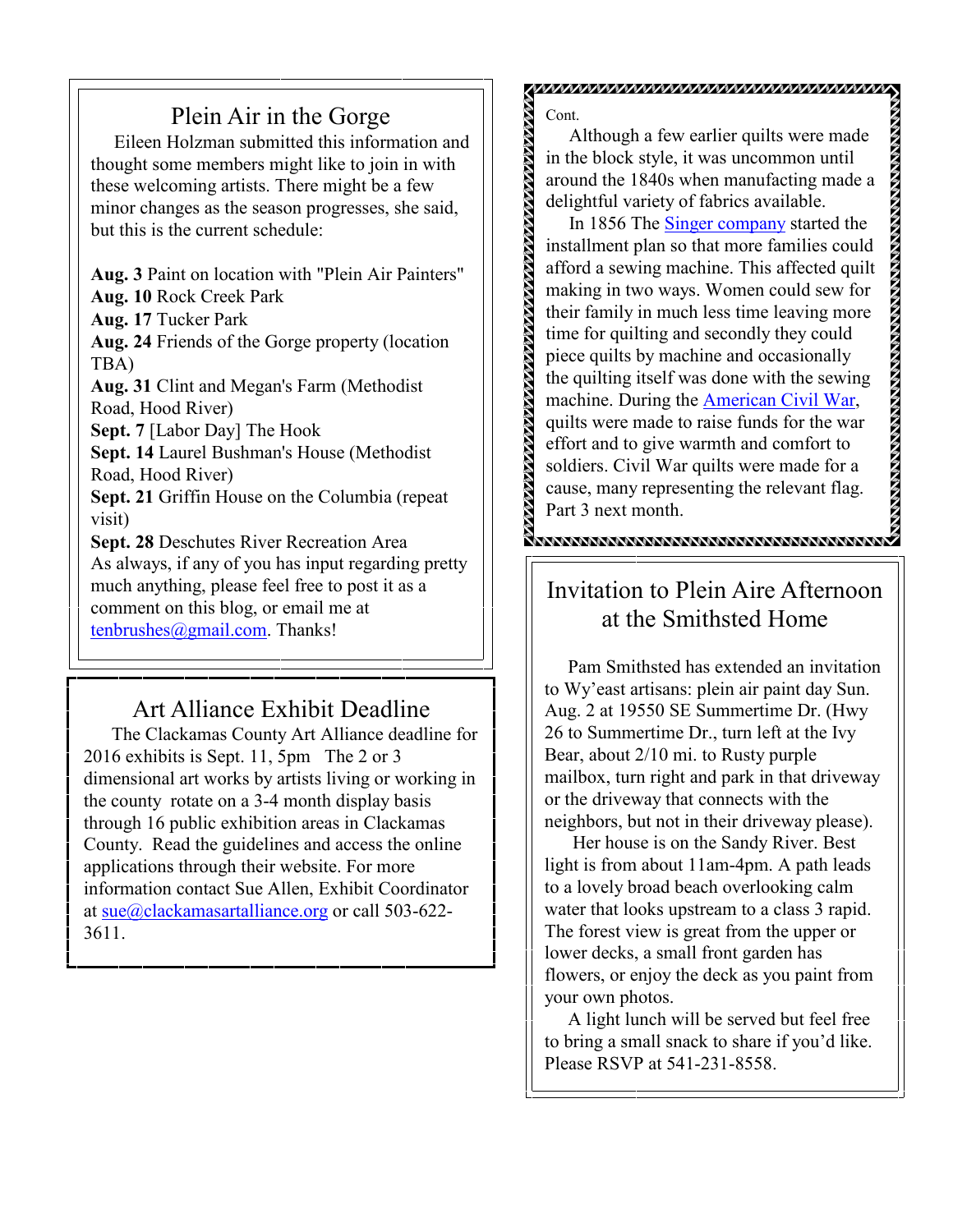## Plein Air in the Gorge

Eileen Holzman submitted this information and thought some members might like to join in with these welcoming artists. There might be a few minor changes as the season progresses, she said, but this is the current schedule:

**Aug. 3** Paint on location with "Plein Air Painters"
**Aug. 10** Rock Creek Park
**Aug. 17** Tucker Park
**Aug. 24** Friends of the Gorge property (location TBA)
**Aug. 31** Clint and Megan's Farm (Methodist Road, Hood River)
**Sept. 7** [Labor Day] The Hook
**Sept. 14** Laurel Bushman's House (Methodist Road, Hood River)
**Sept. 21** Griffin House on the Columbia (repeat visit)
**Sept. 28** Deschutes River Recreation Area
As always, if any of you has input regarding pretty much anything, please feel free to post it as a comment on this blog, or email me at tenbrushes@gmail.com. Thanks!

## Art Alliance Exhibit Deadline

The Clackamas County Art Alliance deadline for 2016 exhibits is Sept. 11, 5pm The 2 or 3 dimensional art works by artists living or working in the county rotate on a 3-4 month display basis through 16 public exhibition areas in Clackamas County. Read the guidelines and access the online applications through their website. For more information contact Sue Allen, Exhibit Coordinator at sue@clackamasartalliance.org or call 503-622-3611.

Cont.

Although a few earlier quilts were made in the block style, it was uncommon until around the 1840s when manufacing made a delightful variety of fabrics available.

In 1856 The Singer company started the installment plan so that more families could afford a sewing machine. This affected quilt making in two ways. Women could sew for their family in much less time leaving more time for quilting and secondly they could piece quilts by machine and occasionally the quilting itself was done with the sewing machine. During the American Civil War, quilts were made to raise funds for the war effort and to give warmth and comfort to soldiers. Civil War quilts were made for a cause, many representing the relevant flag. Part 3 next month.

## Invitation to Plein Aire Afternoon at the Smithsted Home

Pam Smithsted has extended an invitation to Wy'east artisans: plein air paint day Sun. Aug. 2 at 19550 SE Summertime Dr. (Hwy 26 to Summertime Dr., turn left at the Ivy Bear, about 2/10 mi. to Rusty purple mailbox, turn right and park in that driveway or the driveway that connects with the neighbors, but not in their driveway please).

Her house is on the Sandy River. Best light is from about 11am-4pm. A path leads to a lovely broad beach overlooking calm water that looks upstream to a class 3 rapid. The forest view is great from the upper or lower decks, a small front garden has flowers, or enjoy the deck as you paint from your own photos.

A light lunch will be served but feel free to bring a small snack to share if you'd like. Please RSVP at 541-231-8558.